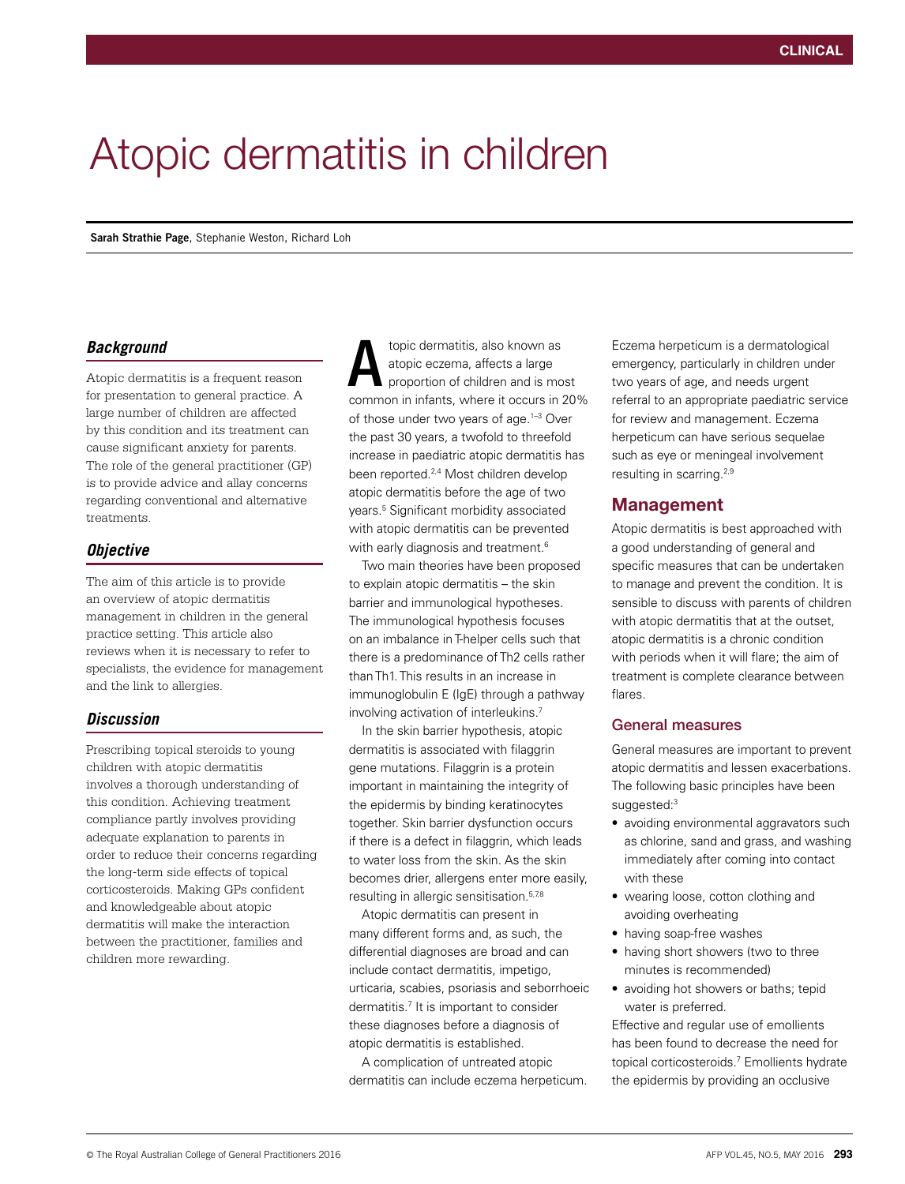# Atopic dermatitis in children

**Sarah Strathie Page**, Stephanie Weston, Richard Loh

### *Background*

Atopic dermatitis is a frequent reason for presentation to general practice. A large number of children are affected by this condition and its treatment can cause significant anxiety for parents. The role of the general practitioner (GP) is to provide advice and allay concerns regarding conventional and alternative treatments.

### *Objective*

The aim of this article is to provide an overview of atopic dermatitis management in children in the general practice setting. This article also reviews when it is necessary to refer to specialists, the evidence for management and the link to allergies.

### *Discussion*

Prescribing topical steroids to young children with atopic dermatitis involves a thorough understanding of this condition. Achieving treatment compliance partly involves providing adequate explanation to parents in order to reduce their concerns regarding the long-term side effects of topical corticosteroids. Making GPs confident and knowledgeable about atopic dermatitis will make the interaction between the practitioner, families and children more rewarding.

Atopic dermatitis, also known as atopic eczema, affects a large proportion of children and is most common in infants, where it occurs in 20% of those under two years of age.[1–3] Over the past 30 years, a twofold to threefold increase in paediatric atopic dermatitis has been reported.[2,4] Most children develop atopic dermatitis before the age of two years.[5] Significant morbidity associated with atopic dermatitis can be prevented with early diagnosis and treatment.[6]

Two main theories have been proposed to explain atopic dermatitis – the skin barrier and immunological hypotheses. The immunological hypothesis focuses on an imbalance in T-helper cells such that there is a predominance of Th2 cells rather than Th1. This results in an increase in immunoglobulin E (IgE) through a pathway involving activation of interleukins.[7]

In the skin barrier hypothesis, atopic dermatitis is associated with filaggrin gene mutations. Filaggrin is a protein important in maintaining the integrity of the epidermis by binding keratinocytes together. Skin barrier dysfunction occurs if there is a defect in filaggrin, which leads to water loss from the skin. As the skin becomes drier, allergens enter more easily, resulting in allergic sensitisation.[5,7,8]

Atopic dermatitis can present in many different forms and, as such, the differential diagnoses are broad and can include contact dermatitis, impetigo, urticaria, scabies, psoriasis and seborrhoeic dermatitis.[7] It is important to consider these diagnoses before a diagnosis of atopic dermatitis is established.

A complication of untreated atopic dermatitis can include eczema herpeticum. Eczema herpeticum is a dermatological emergency, particularly in children under two years of age, and needs urgent referral to an appropriate paediatric service for review and management. Eczema herpeticum can have serious sequelae such as eye or meningeal involvement resulting in scarring.[2,9]

## Management

Atopic dermatitis is best approached with a good understanding of general and specific measures that can be undertaken to manage and prevent the condition. It is sensible to discuss with parents of children with atopic dermatitis that at the outset, atopic dermatitis is a chronic condition with periods when it will flare; the aim of treatment is complete clearance between flares.

### General measures

General measures are important to prevent atopic dermatitis and lessen exacerbations. The following basic principles have been suggested:[3]

- avoiding environmental aggravators such as chlorine, sand and grass, and washing immediately after coming into contact with these
- wearing loose, cotton clothing and avoiding overheating
- having soap-free washes
- having short showers (two to three minutes is recommended)
- avoiding hot showers or baths; tepid water is preferred.

Effective and regular use of emollients has been found to decrease the need for topical corticosteroids.[7] Emollients hydrate the epidermis by providing an occlusive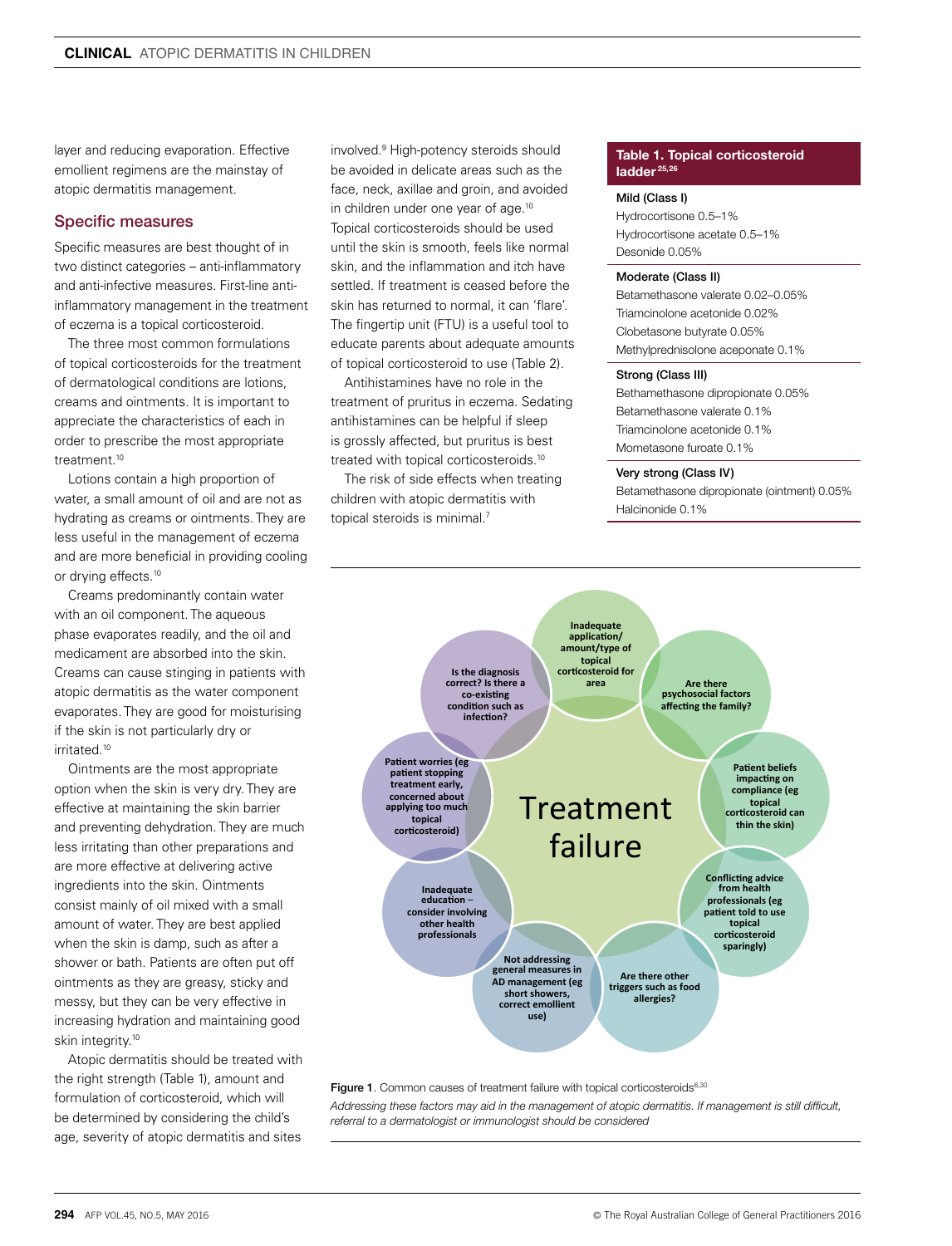layer and reducing evaporation. Effective emollient regimens are the mainstay of atopic dermatitis management.

## Specific measures

Specific measures are best thought of in two distinct categories – anti-inflammatory and anti-infective measures. First-line anti-inflammatory management in the treatment of eczema is a topical corticosteroid.

The three most common formulations of topical corticosteroids for the treatment of dermatological conditions are lotions, creams and ointments. It is important to appreciate the characteristics of each in order to prescribe the most appropriate treatment.[10]

Lotions contain a high proportion of water, a small amount of oil and are not as hydrating as creams or ointments. They are less useful in the management of eczema and are more beneficial in providing cooling or drying effects.[10]

Creams predominantly contain water with an oil component. The aqueous phase evaporates readily, and the oil and medicament are absorbed into the skin. Creams can cause stinging in patients with atopic dermatitis as the water component evaporates. They are good for moisturising if the skin is not particularly dry or irritated.[10]

Ointments are the most appropriate option when the skin is very dry. They are effective at maintaining the skin barrier and preventing dehydration. They are much less irritating than other preparations and are more effective at delivering active ingredients into the skin. Ointments consist mainly of oil mixed with a small amount of water. They are best applied when the skin is damp, such as after a shower or bath. Patients are often put off ointments as they are greasy, sticky and messy, but they can be very effective in increasing hydration and maintaining good skin integrity.[10]

Atopic dermatitis should be treated with the right strength (Table 1), amount and formulation of corticosteroid, which will be determined by considering the child's age, severity of atopic dermatitis and sites involved.[9] High-potency steroids should be avoided in delicate areas such as the face, neck, axillae and groin, and avoided in children under one year of age.[10] Topical corticosteroids should be used until the skin is smooth, feels like normal skin, and the inflammation and itch have settled. If treatment is ceased before the skin has returned to normal, it can 'flare'. The fingertip unit (FTU) is a useful tool to educate parents about adequate amounts of topical corticosteroid to use (Table 2).

Antihistamines have no role in the treatment of pruritus in eczema. Sedating antihistamines can be helpful if sleep is grossly affected, but pruritus is best treated with topical corticosteroids.[10]

The risk of side effects when treating children with atopic dermatitis with topical steroids is minimal.[7]

**Table 1. Topical corticosteroid ladder**[25,26]

| |
|---|
| **Mild (Class I)** |
| Hydrocortisone 0.5–1% |
| Hydrocortisone acetate 0.5–1% |
| Desonide 0.05% |
| **Moderate (Class II)** |
| Betamethasone valerate 0.02–0.05% |
| Triamcinolone acetonide 0.02% |
| Clobetasone butyrate 0.05% |
| Methylprednisolone aceponate 0.1% |
| **Strong (Class III)** |
| Bethamethasone dipropionate 0.05% |
| Betamethasone valerate 0.1% |
| Triamcinolone acetonide 0.1% |
| Mometasone furoate 0.1% |
| **Very strong (Class IV)** |
| Betamethasone dipropionate (ointment) 0.05% |
| Halcinonide 0.1% |

**Treatment failure**

- Inadequate application/amount/type of topical corticosteroid for area
- Are there psychosocial factors affecting the family?
- Patient beliefs impacting on compliance (eg topical corticosteroid can thin the skin)
- Conflicting advice from health professionals (eg patient told to use topical corticosteroid sparingly)
- Are there other triggers such as food allergies?
- Not addressing general measures in AD management (eg short showers, correct emollient use)
- Inadequate education – consider involving other health professionals
- Patient worries (eg patient stopping treatment early, concerned about applying too much topical corticosteroid)
- Is the diagnosis correct? Is there a co-existing condition such as infection?

Figure 1. Common causes of treatment failure with topical corticosteroids[6,30]

*Addressing these factors may aid in the management of atopic dermatitis. If management is still difficult, referral to a dermatologist or immunologist should be considered*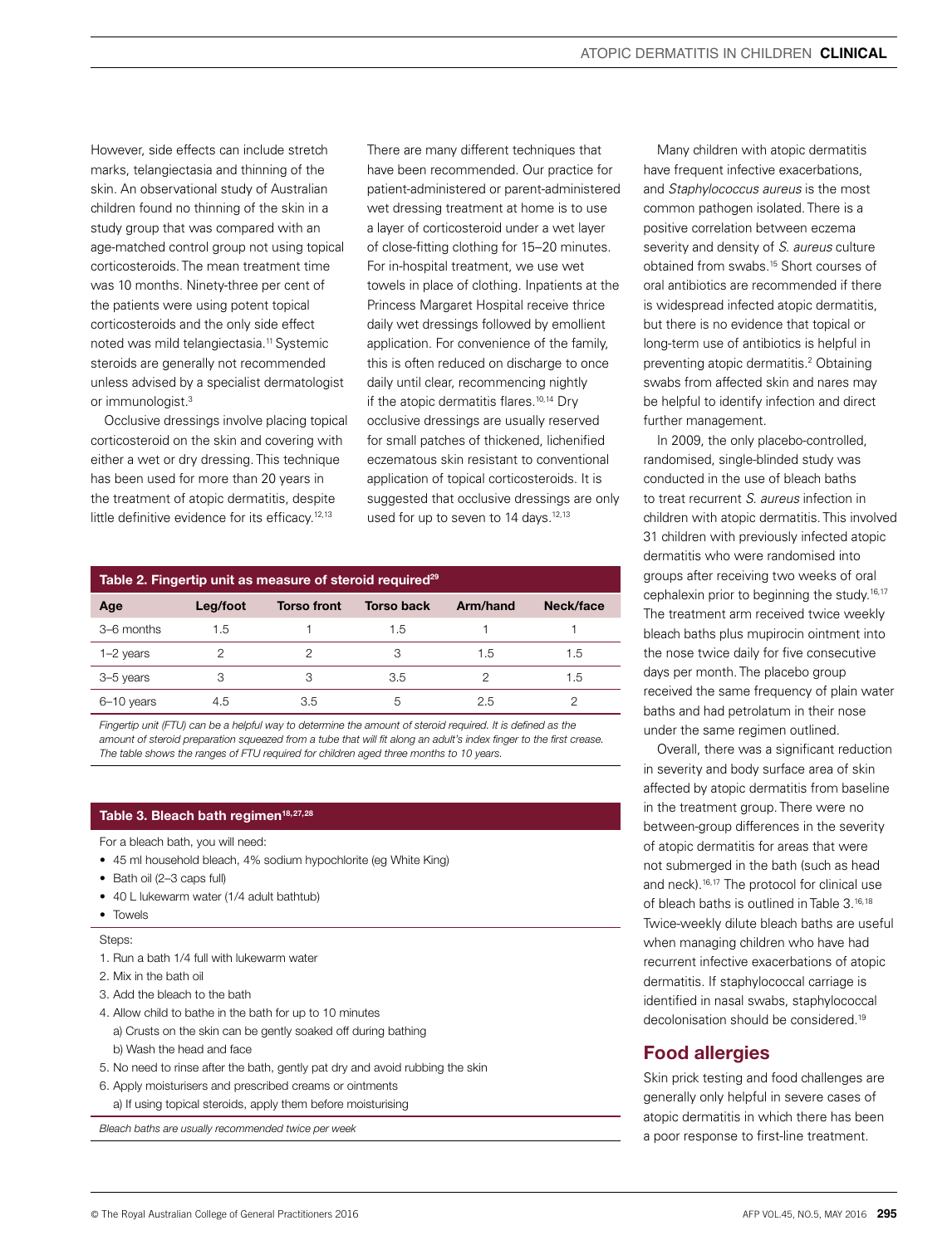However, side effects can include stretch marks, telangiectasia and thinning of the skin. An observational study of Australian children found no thinning of the skin in a study group that was compared with an age-matched control group not using topical corticosteroids. The mean treatment time was 10 months. Ninety-three per cent of the patients were using potent topical corticosteroids and the only side effect noted was mild telangiectasia.[11] Systemic steroids are generally not recommended unless advised by a specialist dermatologist or immunologist.[3]

Occlusive dressings involve placing topical corticosteroid on the skin and covering with either a wet or dry dressing. This technique has been used for more than 20 years in the treatment of atopic dermatitis, despite little definitive evidence for its efficacy.[12,13]

There are many different techniques that have been recommended. Our practice for patient-administered or parent-administered wet dressing treatment at home is to use a layer of corticosteroid under a wet layer of close-fitting clothing for 15–20 minutes. For in-hospital treatment, we use wet towels in place of clothing. Inpatients at the Princess Margaret Hospital receive thrice daily wet dressings followed by emollient application. For convenience of the family, this is often reduced on discharge to once daily until clear, recommencing nightly if the atopic dermatitis flares.[10,14] Dry occlusive dressings are usually reserved for small patches of thickened, lichenified eczematous skin resistant to conventional application of topical corticosteroids. It is suggested that occlusive dressings are only used for up to seven to 14 days.[12,13]

**Table 2. Fingertip unit as measure of steroid required[29]**

| Age | Leg/foot | Torso front | Torso back | Arm/hand | Neck/face |
|---|---|---|---|---|---|
| 3–6 months | 1.5 | 1 | 1.5 | 1 | 1 |
| 1–2 years | 2 | 2 | 3 | 1.5 | 1.5 |
| 3–5 years | 3 | 3 | 3.5 | 2 | 1.5 |
| 6–10 years | 4.5 | 3.5 | 5 | 2.5 | 2 |

*Fingertip unit (FTU) can be a helpful way to determine the amount of steroid required. It is defined as the amount of steroid preparation squeezed from a tube that will fit along an adult's index finger to the first crease. The table shows the ranges of FTU required for children aged three months to 10 years.*

**Table 3. Bleach bath regimen[18,27,28]**

For a bleach bath, you will need:

- 45 ml household bleach, 4% sodium hypochlorite (eg White King)
- Bath oil (2–3 caps full)
- 40 L lukewarm water (1/4 adult bathtub)
- Towels

Steps:

1. Run a bath 1/4 full with lukewarm water
2. Mix in the bath oil
3. Add the bleach to the bath
4. Allow child to bathe in the bath for up to 10 minutes
   a) Crusts on the skin can be gently soaked off during bathing
   b) Wash the head and face
5. No need to rinse after the bath, gently pat dry and avoid rubbing the skin
6. Apply moisturisers and prescribed creams or ointments
   a) If using topical steroids, apply them before moisturising

*Bleach baths are usually recommended twice per week*

Many children with atopic dermatitis have frequent infective exacerbations, and *Staphylococcus aureus* is the most common pathogen isolated. There is a positive correlation between eczema severity and density of *S. aureus* culture obtained from swabs.[15] Short courses of oral antibiotics are recommended if there is widespread infected atopic dermatitis, but there is no evidence that topical or long-term use of antibiotics is helpful in preventing atopic dermatitis.[2] Obtaining swabs from affected skin and nares may be helpful to identify infection and direct further management.

In 2009, the only placebo-controlled, randomised, single-blinded study was conducted in the use of bleach baths to treat recurrent *S. aureus* infection in children with atopic dermatitis. This involved 31 children with previously infected atopic dermatitis who were randomised into groups after receiving two weeks of oral cephalexin prior to beginning the study.[16,17] The treatment arm received twice weekly bleach baths plus mupirocin ointment into the nose twice daily for five consecutive days per month. The placebo group received the same frequency of plain water baths and had petrolatum in their nose under the same regimen outlined.

Overall, there was a significant reduction in severity and body surface area of skin affected by atopic dermatitis from baseline in the treatment group. There were no between-group differences in the severity of atopic dermatitis for areas that were not submerged in the bath (such as head and neck).[16,17] The protocol for clinical use of bleach baths is outlined in Table 3.[16,18] Twice-weekly dilute bleach baths are useful when managing children who have had recurrent infective exacerbations of atopic dermatitis. If staphylococcal carriage is identified in nasal swabs, staphylococcal decolonisation should be considered.[19]

## Food allergies

Skin prick testing and food challenges are generally only helpful in severe cases of atopic dermatitis in which there has been a poor response to first-line treatment.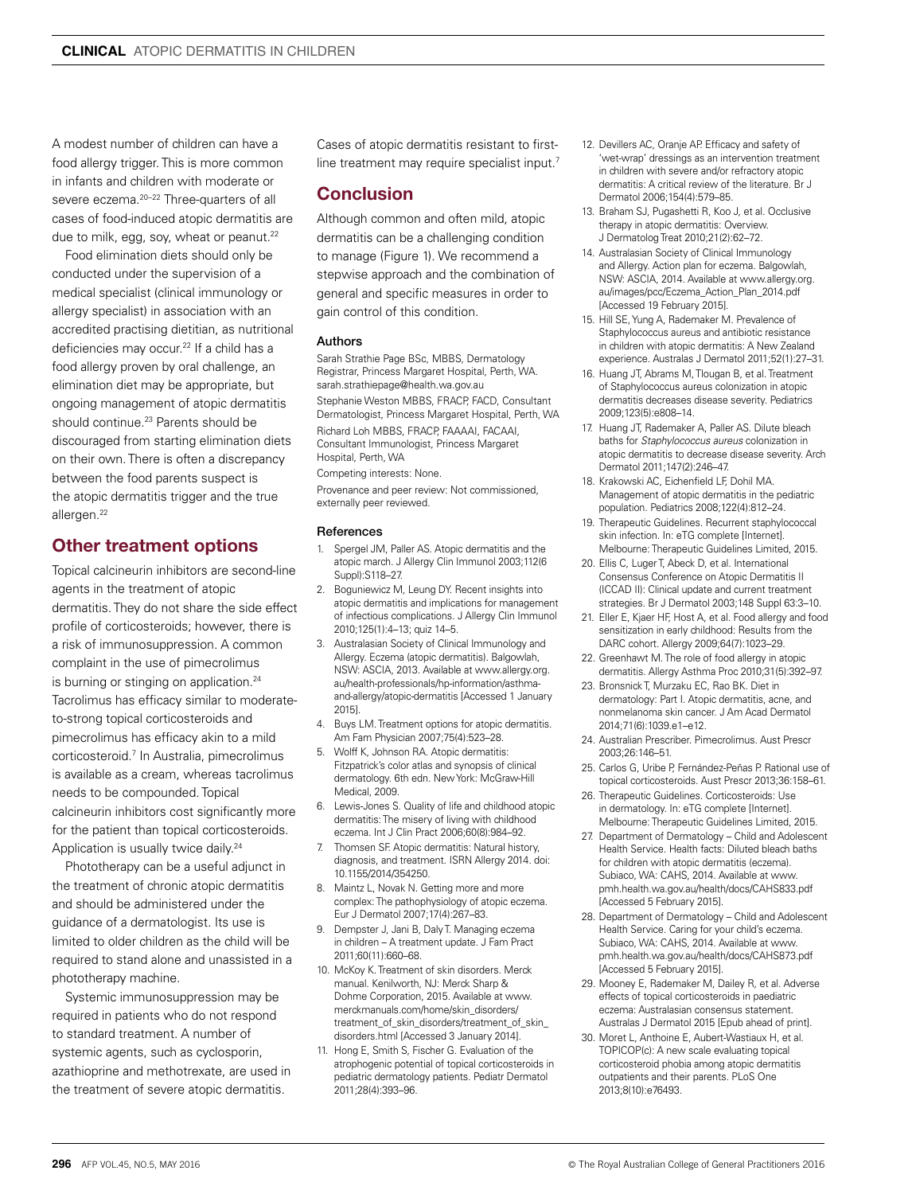A modest number of children can have a food allergy trigger. This is more common in infants and children with moderate or severe eczema.[20–22] Three-quarters of all cases of food-induced atopic dermatitis are due to milk, egg, soy, wheat or peanut.[22]

Food elimination diets should only be conducted under the supervision of a medical specialist (clinical immunology or allergy specialist) in association with an accredited practising dietitian, as nutritional deficiencies may occur.[22] If a child has a food allergy proven by oral challenge, an elimination diet may be appropriate, but ongoing management of atopic dermatitis should continue.[23] Parents should be discouraged from starting elimination diets on their own. There is often a discrepancy between the food parents suspect is the atopic dermatitis trigger and the true allergen.[22]

## Other treatment options

Topical calcineurin inhibitors are second-line agents in the treatment of atopic dermatitis. They do not share the side effect profile of corticosteroids; however, there is a risk of immunosuppression. A common complaint in the use of pimecrolimus is burning or stinging on application.[24] Tacrolimus has efficacy similar to moderate-to-strong topical corticosteroids and pimecrolimus has efficacy akin to a mild corticosteroid.[7] In Australia, pimecrolimus is available as a cream, whereas tacrolimus needs to be compounded. Topical calcineurin inhibitors cost significantly more for the patient than topical corticosteroids. Application is usually twice daily.[24]

Phototherapy can be a useful adjunct in the treatment of chronic atopic dermatitis and should be administered under the guidance of a dermatologist. Its use is limited to older children as the child will be required to stand alone and unassisted in a phototherapy machine.

Systemic immunosuppression may be required in patients who do not respond to standard treatment. A number of systemic agents, such as cyclosporin, azathioprine and methotrexate, are used in the treatment of severe atopic dermatitis. Cases of atopic dermatitis resistant to first-line treatment may require specialist input.[7]

## Conclusion

Although common and often mild, atopic dermatitis can be a challenging condition to manage (Figure 1). We recommend a stepwise approach and the combination of general and specific measures in order to gain control of this condition.

### Authors

Sarah Strathie Page BSc, MBBS, Dermatology Registrar, Princess Margaret Hospital, Perth, WA. sarah.strathiepage@health.wa.gov.au

Stephanie Weston MBBS, FRACP, FACD, Consultant Dermatologist, Princess Margaret Hospital, Perth, WA

Richard Loh MBBS, FRACP, FAAAAI, FACAAI, Consultant Immunologist, Princess Margaret Hospital, Perth, WA

Competing interests: None.

Provenance and peer review: Not commissioned, externally peer reviewed.

### References

1. Spergel JM, Paller AS. Atopic dermatitis and the atopic march. J Allergy Clin Immunol 2003;112(6 Suppl):S118–27.
2. Boguniewicz M, Leung DY. Recent insights into atopic dermatitis and implications for management of infectious complications. J Allergy Clin Immunol 2010;125(1):4–13; quiz 14–5.
3. Australasian Society of Clinical Immunology and Allergy. Eczema (atopic dermatitis). Balgowlah, NSW: ASCIA, 2013. Available at www.allergy.org.au/health-professionals/hp-information/asthma-and-allergy/atopic-dermatitis [Accessed 1 January 2015].
4. Buys LM. Treatment options for atopic dermatitis. Am Fam Physician 2007;75(4):523–28.
5. Wolff K, Johnson RA. Atopic dermatitis: Fitzpatrick's color atlas and synopsis of clinical dermatology. 6th edn. New York: McGraw-Hill Medical, 2009.
6. Lewis-Jones S. Quality of life and childhood atopic dermatitis: The misery of living with childhood eczema. Int J Clin Pract 2006;60(8):984–92.
7. Thomsen SF. Atopic dermatitis: Natural history, diagnosis, and treatment. ISRN Allergy 2014. doi: 10.1155/2014/354250.
8. Maintz L, Novak N. Getting more and more complex: The pathophysiology of atopic eczema. Eur J Dermatol 2007;17(4):267–83.
9. Dempster J, Jani B, Daly T. Managing eczema in children – A treatment update. J Fam Pract 2011;60(11):660–68.
10. McKoy K. Treatment of skin disorders. Merck manual. Kenilworth, NJ: Merck Sharp & Dohme Corporation, 2015. Available at www.merckmanuals.com/home/skin_disorders/treatment_of_skin_disorders/treatment_of_skin_disorders.html [Accessed 3 January 2014].
11. Hong E, Smith S, Fischer G. Evaluation of the atrophogenic potential of topical corticosteroids in pediatric dermatology patients. Pediatr Dermatol 2011;28(4):393–96.
12. Devillers AC, Oranje AP. Efficacy and safety of 'wet-wrap' dressings as an intervention treatment in children with severe and/or refractory atopic dermatitis: A critical review of the literature. Br J Dermatol 2006;154(4):579–85.
13. Braham SJ, Pugashetti R, Koo J, et al. Occlusive therapy in atopic dermatitis: Overview. J Dermatolog Treat 2010;21(2):62–72.
14. Australasian Society of Clinical Immunology and Allergy. Action plan for eczema. Balgowlah, NSW: ASCIA, 2014. Available at www.allergy.org.au/images/pcc/Eczema_Action_Plan_2014.pdf [Accessed 19 February 2015].
15. Hill SE, Yung A, Rademaker M. Prevalence of Staphylococcus aureus and antibiotic resistance in children with atopic dermatitis: A New Zealand experience. Australas J Dermatol 2011;52(1):27–31.
16. Huang JT, Abrams M, Tlougan B, et al. Treatment of Staphylococcus aureus colonization in atopic dermatitis decreases disease severity. Pediatrics 2009;123(5):e808–14.
17. Huang JT, Rademaker A, Paller AS. Dilute bleach baths for *Staphylococcus aureus* colonization in atopic dermatitis to decrease disease severity. Arch Dermatol 2011;147(2):246–47.
18. Krakowski AC, Eichenfield LF, Dohil MA. Management of atopic dermatitis in the pediatric population. Pediatrics 2008;122(4):812–24.
19. Therapeutic Guidelines. Recurrent staphylococcal skin infection. In: eTG complete [Internet]. Melbourne: Therapeutic Guidelines Limited, 2015.
20. Ellis C, Luger T, Abeck D, et al. International Consensus Conference on Atopic Dermatitis II (ICCAD II): Clinical update and current treatment strategies. Br J Dermatol 2003;148 Suppl 63:3–10.
21. Eller E, Kjaer HF, Host A, et al. Food allergy and food sensitization in early childhood: Results from the DARC cohort. Allergy 2009;64(7):1023–29.
22. Greenhawt M. The role of food allergy in atopic dermatitis. Allergy Asthma Proc 2010;31(5):392–97.
23. Bronsnick T, Murzaku EC, Rao BK. Diet in dermatology: Part I. Atopic dermatitis, acne, and nonmelanoma skin cancer. J Am Acad Dermatol 2014;71(6):1039.e1–e12.
24. Australian Prescriber. Pimecrolimus. Aust Prescr 2003;26:146–51.
25. Carlos G, Uribe P, Fernández-Peñas P. Rational use of topical corticosteroids. Aust Prescr 2013;36:158–61.
26. Therapeutic Guidelines. Corticosteroids: Use in dermatology. In: eTG complete [Internet]. Melbourne: Therapeutic Guidelines Limited, 2015.
27. Department of Dermatology – Child and Adolescent Health Service. Health facts: Diluted bleach baths for children with atopic dermatitis (eczema). Subiaco, WA: CAHS, 2014. Available at www.pmh.health.wa.gov.au/health/docs/CAHS833.pdf [Accessed 5 February 2015].
28. Department of Dermatology – Child and Adolescent Health Service. Caring for your child's eczema. Subiaco, WA: CAHS, 2014. Available at www.pmh.health.wa.gov.au/health/docs/CAHS873.pdf [Accessed 5 February 2015].
29. Mooney E, Rademaker M, Dailey R, et al. Adverse effects of topical corticosteroids in paediatric eczema: Australasian consensus statement. Australas J Dermatol 2015 [Epub ahead of print].
30. Moret L, Anthoine E, Aubert-Wastiaux H, et al. TOPICOP(c): A new scale evaluating topical corticosteroid phobia among atopic dermatitis outpatients and their parents. PLoS One 2013;8(10):e76493.